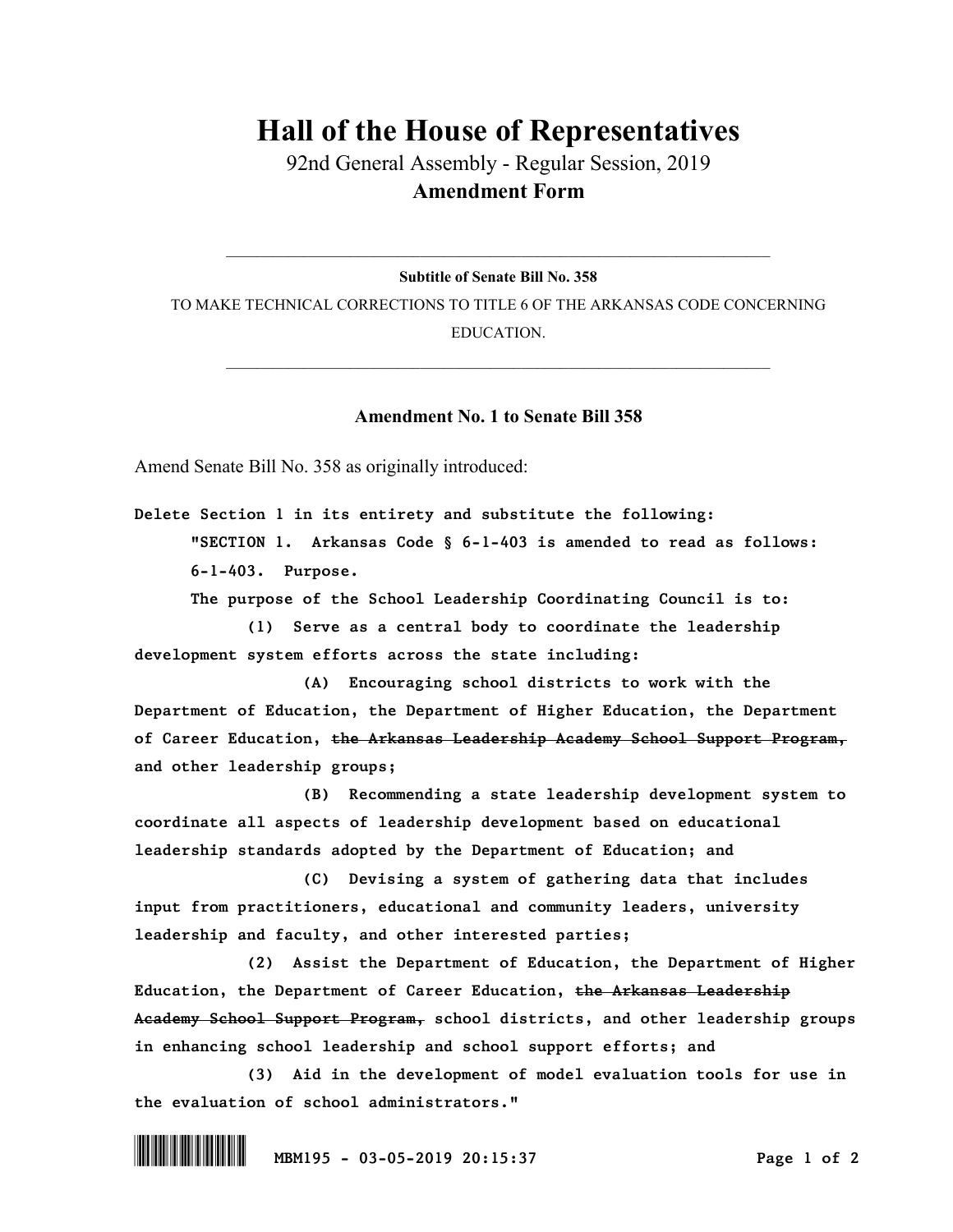# Hall of the House of Representatives

92nd General Assembly - Regular Session, 2019

**Amendment Form**

---

**Subtitle of Senate Bill No. 358**

TO MAKE TECHNICAL CORRECTIONS TO TITLE 6 OF THE ARKANSAS CODE CONCERNING EDUCATION.

---

## Amendment No. 1 to Senate Bill 358

Amend Senate Bill No. 358 as originally introduced:

**Delete Section 1 in its entirety and substitute the following:**

**"SECTION 1. Arkansas Code § 6-1-403 is amended to read as follows:**

**6-1-403. Purpose.**

**The purpose of the School Leadership Coordinating Council is to:**

**(1) Serve as a central body to coordinate the leadership development system efforts across the state including:**

**(A) Encouraging school districts to work with the Department of Education, the Department of Higher Education, the Department of Career Education, ~~the Arkansas Leadership Academy School Support Program,~~ and other leadership groups;**

**(B) Recommending a state leadership development system to coordinate all aspects of leadership development based on educational leadership standards adopted by the Department of Education; and**

**(C) Devising a system of gathering data that includes input from practitioners, educational and community leaders, university leadership and faculty, and other interested parties;**

**(2) Assist the Department of Education, the Department of Higher Education, the Department of Career Education, ~~the Arkansas Leadership Academy School Support Program,~~ school districts, and other leadership groups in enhancing school leadership and school support efforts; and**

**(3) Aid in the development of model evaluation tools for use in the evaluation of school administrators."**

MBM195 - 03-05-2019 20:15:37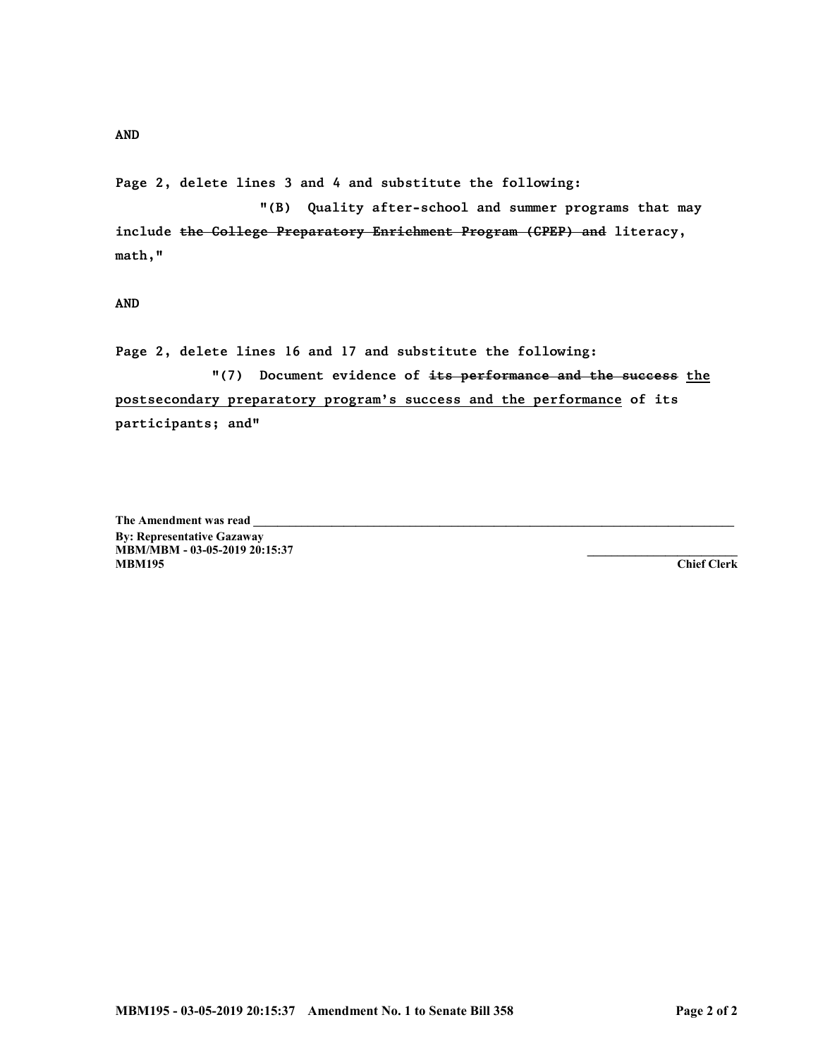AND

Page 2, delete lines 3 and 4 and substitute the following:

"(B) Quality after-school and summer programs that may include ~~the College Preparatory Enrichment Program (CPEP) and~~ literacy, math,"

AND

Page 2, delete lines 16 and 17 and substitute the following:

"(7) Document evidence of ~~its performance and the success~~ <u>the postsecondary preparatory program's success and the performance</u> of its participants; and"

The Amendment was read ______________________________

By: Representative Gazaway

MBM/MBM - 03-05-2019 20:15:37

MBM195

______________________ Chief Clerk